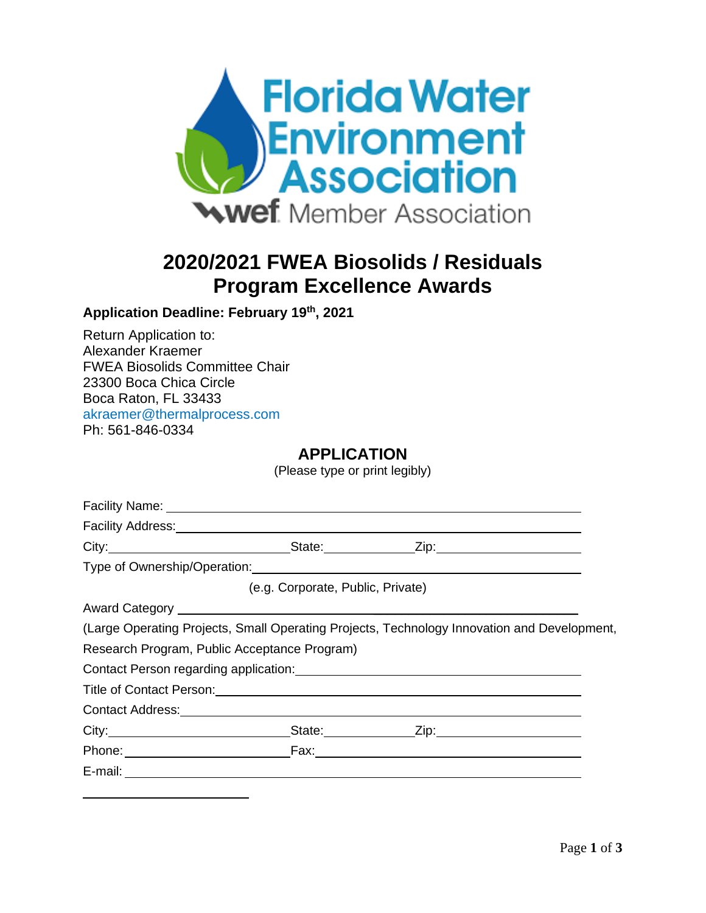# 2020/2021 FWEA Biosolids / Residuals Program Excellence Awards

**Application Deadline: February 19th, 2021**

Return Application to:
Alexander Kraemer
FWEA Biosolids Committee Chair
23300 Boca Chica Circle
Boca Raton, FL 33433
akraemer@thermalprocess.com
Ph: 561-846-0334

## APPLICATION

(Please type or print legibly)

Facility Name: ____________________________________________

Facility Address: __________________________________________

City: ____________________ State: __________ Zip: ______________

Type of Ownership/Operation: ________________________________

(e.g. Corporate, Public, Private)

Award Category ____________________________________________

(Large Operating Projects, Small Operating Projects, Technology Innovation and Development, Research Program, Public Acceptance Program)

Contact Person regarding application: __________________________

Title of Contact Person: _____________________________________

Contact Address: ___________________________________________

City: ____________________ State: __________ Zip: ______________

Phone: ____________________ Fax: ____________________________

E-mail: ___________________________________________________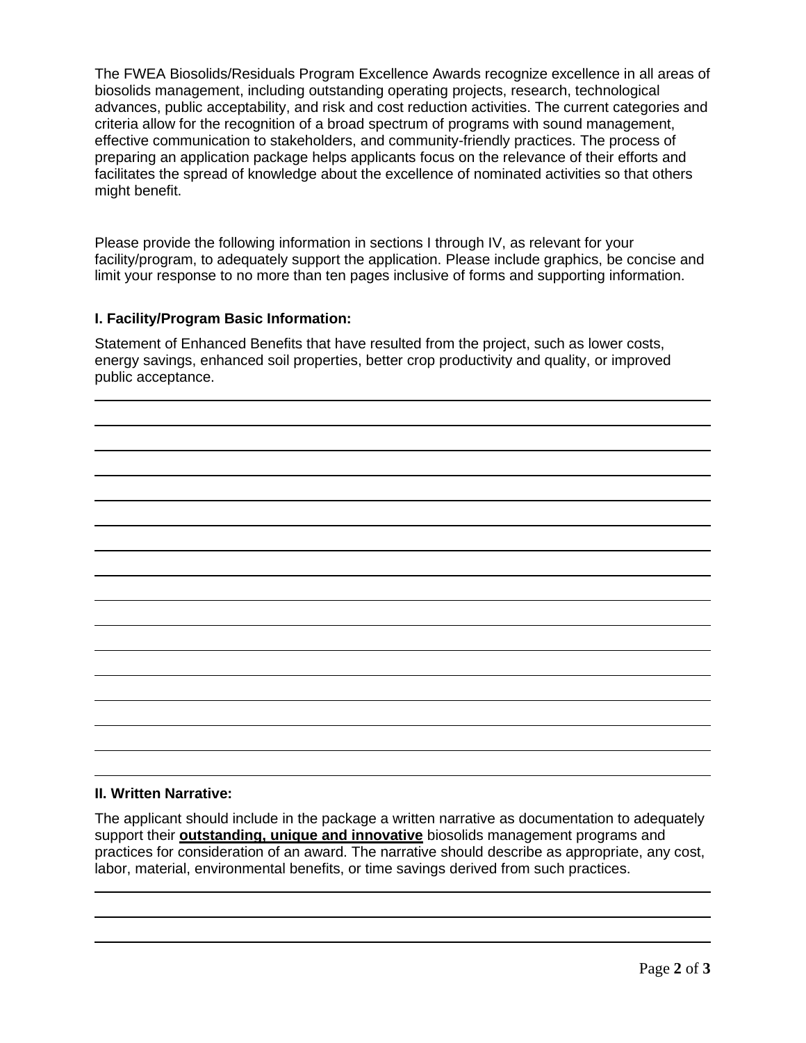The FWEA Biosolids/Residuals Program Excellence Awards recognize excellence in all areas of biosolids management, including outstanding operating projects, research, technological advances, public acceptability, and risk and cost reduction activities. The current categories and criteria allow for the recognition of a broad spectrum of programs with sound management, effective communication to stakeholders, and community-friendly practices. The process of preparing an application package helps applicants focus on the relevance of their efforts and facilitates the spread of knowledge about the excellence of nominated activities so that others might benefit.

Please provide the following information in sections I through IV, as relevant for your facility/program, to adequately support the application. Please include graphics, be concise and limit your response to no more than ten pages inclusive of forms and supporting information.

**I. Facility/Program Basic Information:**

Statement of Enhanced Benefits that have resulted from the project, such as lower costs, energy savings, enhanced soil properties, better crop productivity and quality, or improved public acceptance.

**II. Written Narrative:**

The applicant should include in the package a written narrative as documentation to adequately support their **outstanding, unique and innovative** biosolids management programs and practices for consideration of an award. The narrative should describe as appropriate, any cost, labor, material, environmental benefits, or time savings derived from such practices.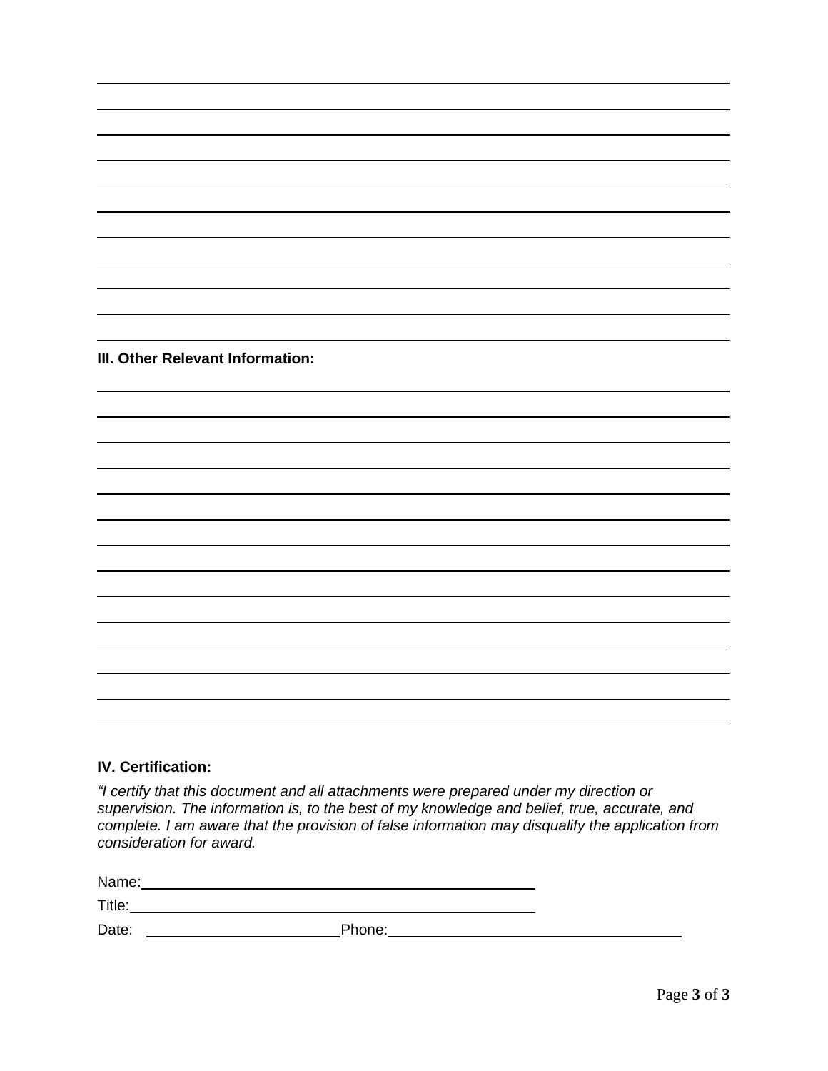**III. Other Relevant Information:**

**IV. Certification:**

*"I certify that this document and all attachments were prepared under my direction or supervision. The information is, to the best of my knowledge and belief, true, accurate, and complete. I am aware that the provision of false information may disqualify the application from consideration for award.*

Name: \_\_\_\_\_\_\_\_\_\_\_\_\_\_\_\_\_\_\_\_\_\_\_\_\_\_\_\_\_\_\_\_\_\_\_\_\_\_\_\_

Title: \_\_\_\_\_\_\_\_\_\_\_\_\_\_\_\_\_\_\_\_\_\_\_\_\_\_\_\_\_\_\_\_\_\_\_\_\_\_\_\_

Date: \_\_\_\_\_\_\_\_\_\_\_\_\_\_\_\_\_\_\_\_ Phone: \_\_\_\_\_\_\_\_\_\_\_\_\_\_\_\_\_\_\_\_\_\_\_\_\_\_\_\_\_\_